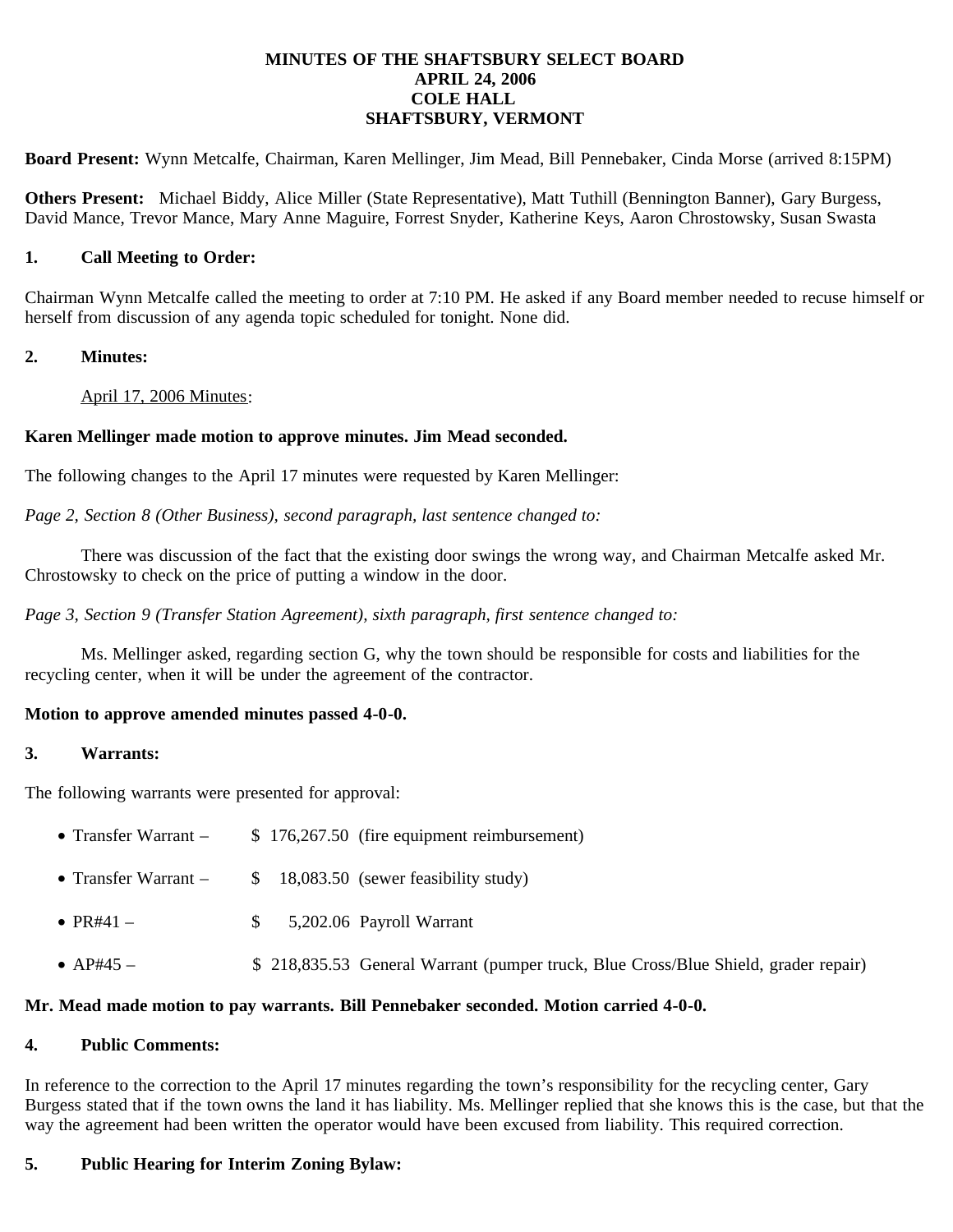# MINUTES OF THE SHAFTSBURY SELECT BOARD
## APRIL 24, 2006
## COLE HALL
## SHAFTSBURY, VERMONT

**Board Present:** Wynn Metcalfe, Chairman, Karen Mellinger, Jim Mead, Bill Pennebaker, Cinda Morse (arrived 8:15PM)

**Others Present:** Michael Biddy, Alice Miller (State Representative), Matt Tuthill (Bennington Banner), Gary Burgess, David Mance, Trevor Mance, Mary Anne Maguire, Forrest Snyder, Katherine Keys, Aaron Chrostowsky, Susan Swasta

### 1. Call Meeting to Order:

Chairman Wynn Metcalfe called the meeting to order at 7:10 PM. He asked if any Board member needed to recuse himself or herself from discussion of any agenda topic scheduled for tonight. None did.

### 2. Minutes:

April 17, 2006 Minutes:

**Karen Mellinger made motion to approve minutes. Jim Mead seconded.**

The following changes to the April 17 minutes were requested by Karen Mellinger:

*Page 2, Section 8 (Other Business), second paragraph, last sentence changed to:*

There was discussion of the fact that the existing door swings the wrong way, and Chairman Metcalfe asked Mr. Chrostowsky to check on the price of putting a window in the door.

*Page 3, Section 9 (Transfer Station Agreement), sixth paragraph, first sentence changed to:*

Ms. Mellinger asked, regarding section G, why the town should be responsible for costs and liabilities for the recycling center, when it will be under the agreement of the contractor.

**Motion to approve amended minutes passed 4-0-0.**

### 3. Warrants:

The following warrants were presented for approval:

- Transfer Warrant – $ 176,267.50 (fire equipment reimbursement)
- Transfer Warrant – $ 18,083.50 (sewer feasibility study)
- PR#41 – $ 5,202.06 Payroll Warrant
- AP#45 – $ 218,835.53 General Warrant (pumper truck, Blue Cross/Blue Shield, grader repair)

**Mr. Mead made motion to pay warrants. Bill Pennebaker seconded. Motion carried 4-0-0.**

### 4. Public Comments:

In reference to the correction to the April 17 minutes regarding the town's responsibility for the recycling center, Gary Burgess stated that if the town owns the land it has liability. Ms. Mellinger replied that she knows this is the case, but that the way the agreement had been written the operator would have been excused from liability. This required correction.

### 5. Public Hearing for Interim Zoning Bylaw: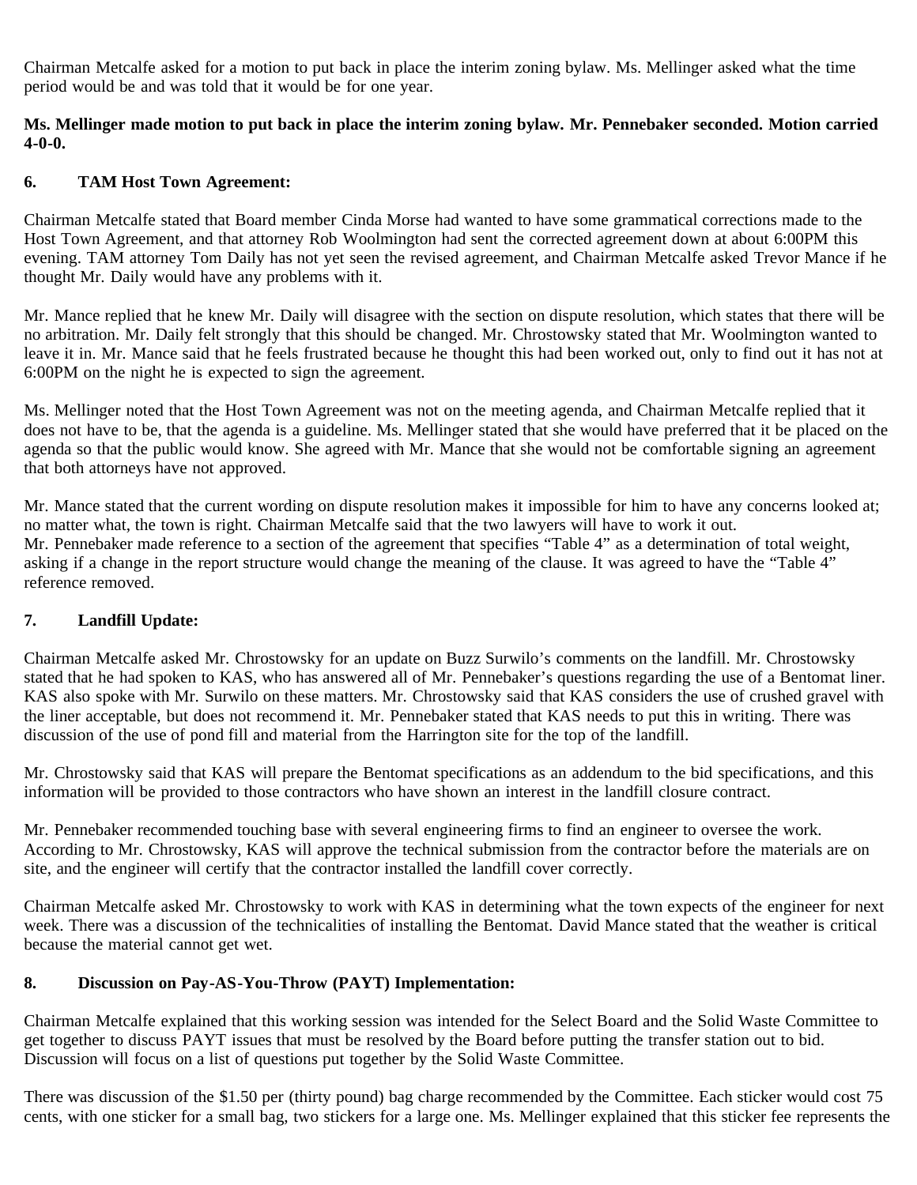Chairman Metcalfe asked for a motion to put back in place the interim zoning bylaw. Ms. Mellinger asked what the time period would be and was told that it would be for one year.

**Ms. Mellinger made motion to put back in place the interim zoning bylaw. Mr. Pennebaker seconded. Motion carried 4-0-0.**

**6. TAM Host Town Agreement:**

Chairman Metcalfe stated that Board member Cinda Morse had wanted to have some grammatical corrections made to the Host Town Agreement, and that attorney Rob Woolmington had sent the corrected agreement down at about 6:00PM this evening. TAM attorney Tom Daily has not yet seen the revised agreement, and Chairman Metcalfe asked Trevor Mance if he thought Mr. Daily would have any problems with it.

Mr. Mance replied that he knew Mr. Daily will disagree with the section on dispute resolution, which states that there will be no arbitration. Mr. Daily felt strongly that this should be changed. Mr. Chrostowsky stated that Mr. Woolmington wanted to leave it in. Mr. Mance said that he feels frustrated because he thought this had been worked out, only to find out it has not at 6:00PM on the night he is expected to sign the agreement.

Ms. Mellinger noted that the Host Town Agreement was not on the meeting agenda, and Chairman Metcalfe replied that it does not have to be, that the agenda is a guideline. Ms. Mellinger stated that she would have preferred that it be placed on the agenda so that the public would know. She agreed with Mr. Mance that she would not be comfortable signing an agreement that both attorneys have not approved.

Mr. Mance stated that the current wording on dispute resolution makes it impossible for him to have any concerns looked at; no matter what, the town is right. Chairman Metcalfe said that the two lawyers will have to work it out.
Mr. Pennebaker made reference to a section of the agreement that specifies "Table 4" as a determination of total weight, asking if a change in the report structure would change the meaning of the clause. It was agreed to have the "Table 4" reference removed.

**7. Landfill Update:**

Chairman Metcalfe asked Mr. Chrostowsky for an update on Buzz Surwilo's comments on the landfill. Mr. Chrostowsky stated that he had spoken to KAS, who has answered all of Mr. Pennebaker's questions regarding the use of a Bentomat liner. KAS also spoke with Mr. Surwilo on these matters. Mr. Chrostowsky said that KAS considers the use of crushed gravel with the liner acceptable, but does not recommend it. Mr. Pennebaker stated that KAS needs to put this in writing. There was discussion of the use of pond fill and material from the Harrington site for the top of the landfill.

Mr. Chrostowsky said that KAS will prepare the Bentomat specifications as an addendum to the bid specifications, and this information will be provided to those contractors who have shown an interest in the landfill closure contract.

Mr. Pennebaker recommended touching base with several engineering firms to find an engineer to oversee the work. According to Mr. Chrostowsky, KAS will approve the technical submission from the contractor before the materials are on site, and the engineer will certify that the contractor installed the landfill cover correctly.

Chairman Metcalfe asked Mr. Chrostowsky to work with KAS in determining what the town expects of the engineer for next week. There was a discussion of the technicalities of installing the Bentomat. David Mance stated that the weather is critical because the material cannot get wet.

**8. Discussion on Pay-AS-You-Throw (PAYT) Implementation:**

Chairman Metcalfe explained that this working session was intended for the Select Board and the Solid Waste Committee to get together to discuss PAYT issues that must be resolved by the Board before putting the transfer station out to bid. Discussion will focus on a list of questions put together by the Solid Waste Committee.

There was discussion of the $1.50 per (thirty pound) bag charge recommended by the Committee. Each sticker would cost 75 cents, with one sticker for a small bag, two stickers for a large one. Ms. Mellinger explained that this sticker fee represents the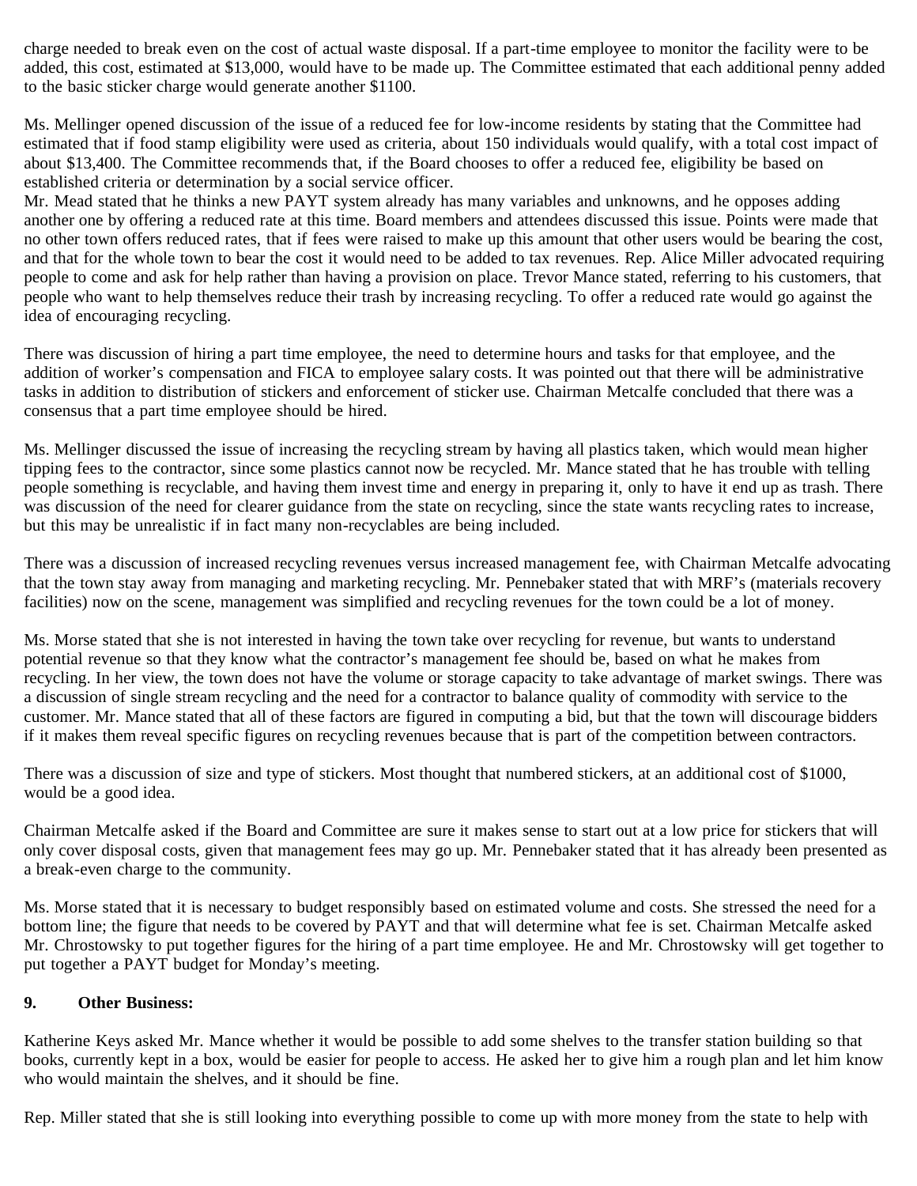charge needed to break even on the cost of actual waste disposal. If a part-time employee to monitor the facility were to be added, this cost, estimated at $13,000, would have to be made up. The Committee estimated that each additional penny added to the basic sticker charge would generate another $1100.

Ms. Mellinger opened discussion of the issue of a reduced fee for low-income residents by stating that the Committee had estimated that if food stamp eligibility were used as criteria, about 150 individuals would qualify, with a total cost impact of about $13,400. The Committee recommends that, if the Board chooses to offer a reduced fee, eligibility be based on established criteria or determination by a social service officer.
Mr. Mead stated that he thinks a new PAYT system already has many variables and unknowns, and he opposes adding another one by offering a reduced rate at this time. Board members and attendees discussed this issue. Points were made that no other town offers reduced rates, that if fees were raised to make up this amount that other users would be bearing the cost, and that for the whole town to bear the cost it would need to be added to tax revenues. Rep. Alice Miller advocated requiring people to come and ask for help rather than having a provision on place. Trevor Mance stated, referring to his customers, that people who want to help themselves reduce their trash by increasing recycling. To offer a reduced rate would go against the idea of encouraging recycling.

There was discussion of hiring a part time employee, the need to determine hours and tasks for that employee, and the addition of worker's compensation and FICA to employee salary costs. It was pointed out that there will be administrative tasks in addition to distribution of stickers and enforcement of sticker use. Chairman Metcalfe concluded that there was a consensus that a part time employee should be hired.

Ms. Mellinger discussed the issue of increasing the recycling stream by having all plastics taken, which would mean higher tipping fees to the contractor, since some plastics cannot now be recycled. Mr. Mance stated that he has trouble with telling people something is recyclable, and having them invest time and energy in preparing it, only to have it end up as trash. There was discussion of the need for clearer guidance from the state on recycling, since the state wants recycling rates to increase, but this may be unrealistic if in fact many non-recyclables are being included.

There was a discussion of increased recycling revenues versus increased management fee, with Chairman Metcalfe advocating that the town stay away from managing and marketing recycling. Mr. Pennebaker stated that with MRF's (materials recovery facilities) now on the scene, management was simplified and recycling revenues for the town could be a lot of money.

Ms. Morse stated that she is not interested in having the town take over recycling for revenue, but wants to understand potential revenue so that they know what the contractor's management fee should be, based on what he makes from recycling. In her view, the town does not have the volume or storage capacity to take advantage of market swings. There was a discussion of single stream recycling and the need for a contractor to balance quality of commodity with service to the customer. Mr. Mance stated that all of these factors are figured in computing a bid, but that the town will discourage bidders if it makes them reveal specific figures on recycling revenues because that is part of the competition between contractors.

There was a discussion of size and type of stickers. Most thought that numbered stickers, at an additional cost of $1000, would be a good idea.

Chairman Metcalfe asked if the Board and Committee are sure it makes sense to start out at a low price for stickers that will only cover disposal costs, given that management fees may go up. Mr. Pennebaker stated that it has already been presented as a break-even charge to the community.

Ms. Morse stated that it is necessary to budget responsibly based on estimated volume and costs. She stressed the need for a bottom line; the figure that needs to be covered by PAYT and that will determine what fee is set. Chairman Metcalfe asked Mr. Chrostowsky to put together figures for the hiring of a part time employee. He and Mr. Chrostowsky will get together to put together a PAYT budget for Monday's meeting.

**9. Other Business:**

Katherine Keys asked Mr. Mance whether it would be possible to add some shelves to the transfer station building so that books, currently kept in a box, would be easier for people to access. He asked her to give him a rough plan and let him know who would maintain the shelves, and it should be fine.

Rep. Miller stated that she is still looking into everything possible to come up with more money from the state to help with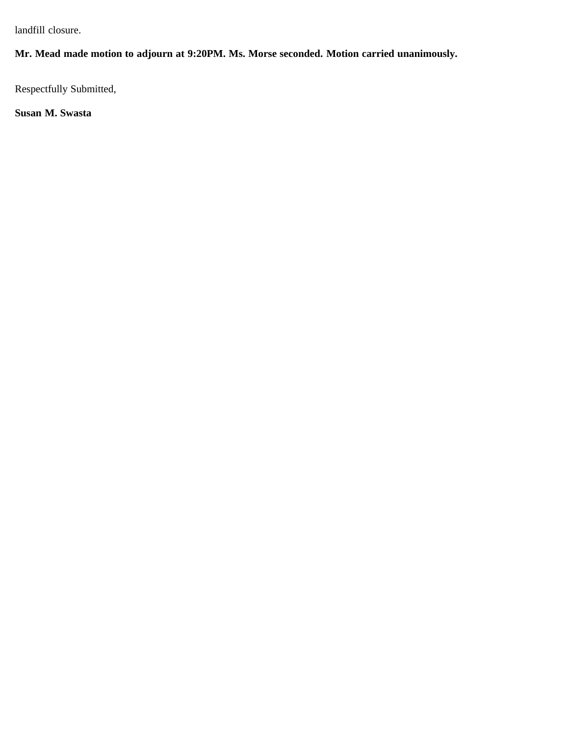landfill closure.

**Mr. Mead made motion to adjourn at 9:20PM. Ms. Morse seconded. Motion carried unanimously.**

Respectfully Submitted,

**Susan M. Swasta**